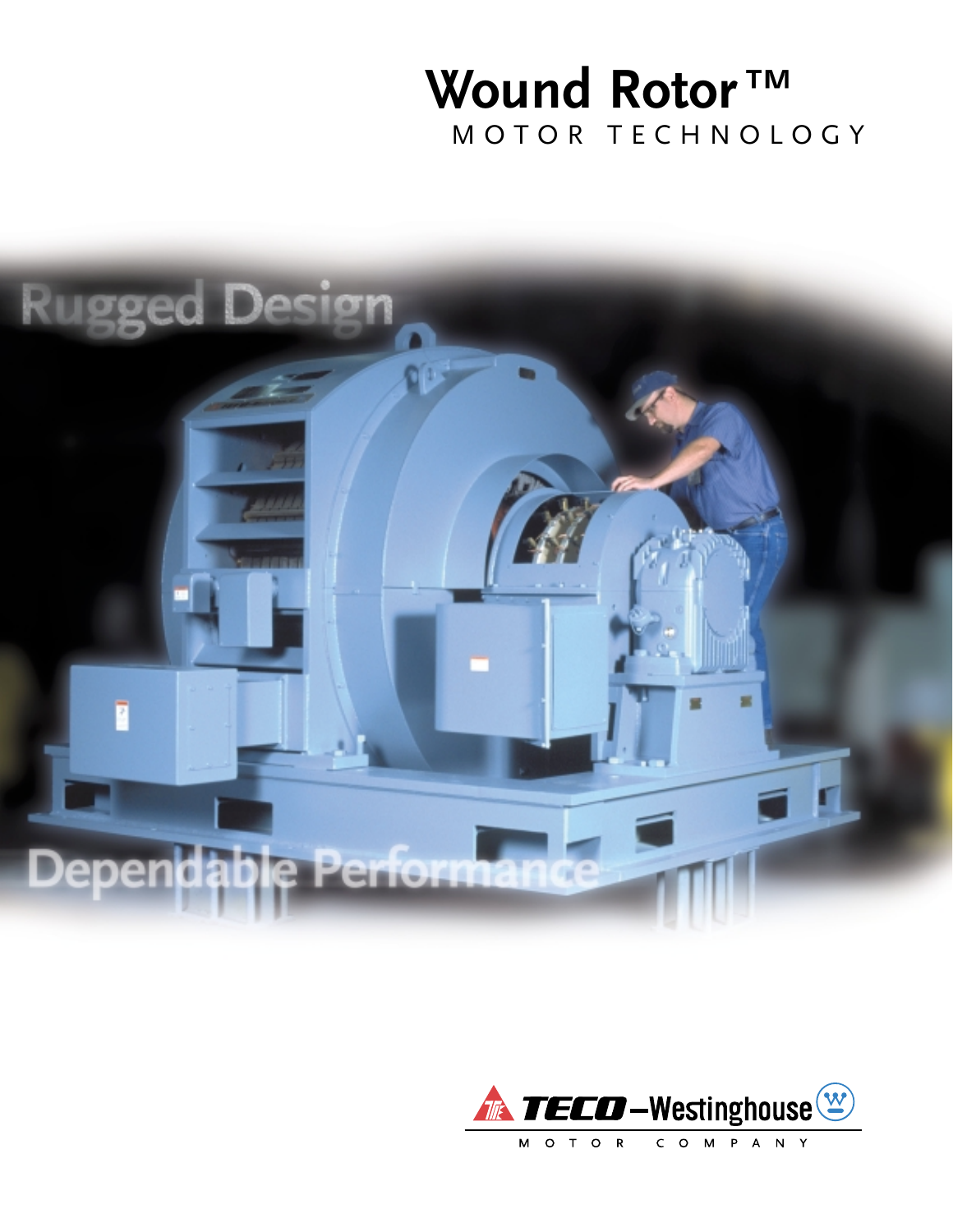# Wound Rotor™

MOTOR TECHNOLOGY

Rugged Design

Dependable Performance

TECO–Westinghouse

MOTOR COMPANY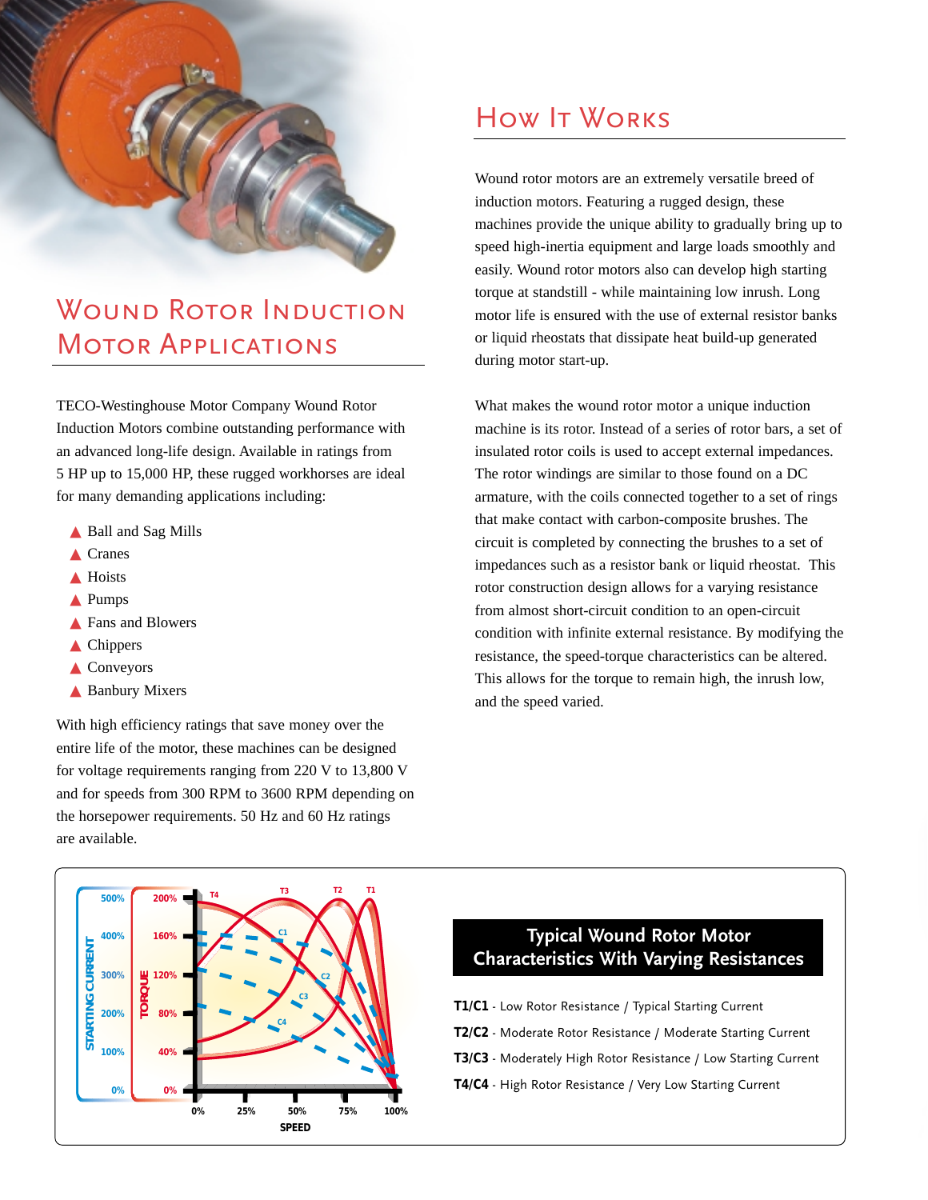## Wound Rotor Induction Motor Applications

TECO-Westinghouse Motor Company Wound Rotor Induction Motors combine outstanding performance with an advanced long-life design. Available in ratings from 5 HP up to 15,000 HP, these rugged workhorses are ideal for many demanding applications including:

- Ball and Sag Mills
- Cranes
- Hoists
- Pumps
- Fans and Blowers
- Chippers
- Conveyors
- Banbury Mixers

With high efficiency ratings that save money over the entire life of the motor, these machines can be designed for voltage requirements ranging from 220 V to 13,800 V and for speeds from 300 RPM to 3600 RPM depending on the horsepower requirements. 50 Hz and 60 Hz ratings are available.

## How It Works

Wound rotor motors are an extremely versatile breed of induction motors. Featuring a rugged design, these machines provide the unique ability to gradually bring up to speed high-inertia equipment and large loads smoothly and easily. Wound rotor motors also can develop high starting torque at standstill - while maintaining low inrush. Long motor life is ensured with the use of external resistor banks or liquid rheostats that dissipate heat build-up generated during motor start-up.

What makes the wound rotor motor a unique induction machine is its rotor. Instead of a series of rotor bars, a set of insulated rotor coils is used to accept external impedances. The rotor windings are similar to those found on a DC armature, with the coils connected together to a set of rings that make contact with carbon-composite brushes. The circuit is completed by connecting the brushes to a set of impedances such as a resistor bank or liquid rheostat. This rotor construction design allows for a varying resistance from almost short-circuit condition to an open-circuit condition with infinite external resistance. By modifying the resistance, the speed-torque characteristics can be altered. This allows for the torque to remain high, the inrush low, and the speed varied.

### Typical Wound Rotor Motor Characteristics With Varying Resistances

**T1/C1** - Low Rotor Resistance / Typical Starting Current

**T2/C2** - Moderate Rotor Resistance / Moderate Starting Current

**T3/C3** - Moderately High Rotor Resistance / Low Starting Current

**T4/C4** - High Rotor Resistance / Very Low Starting Current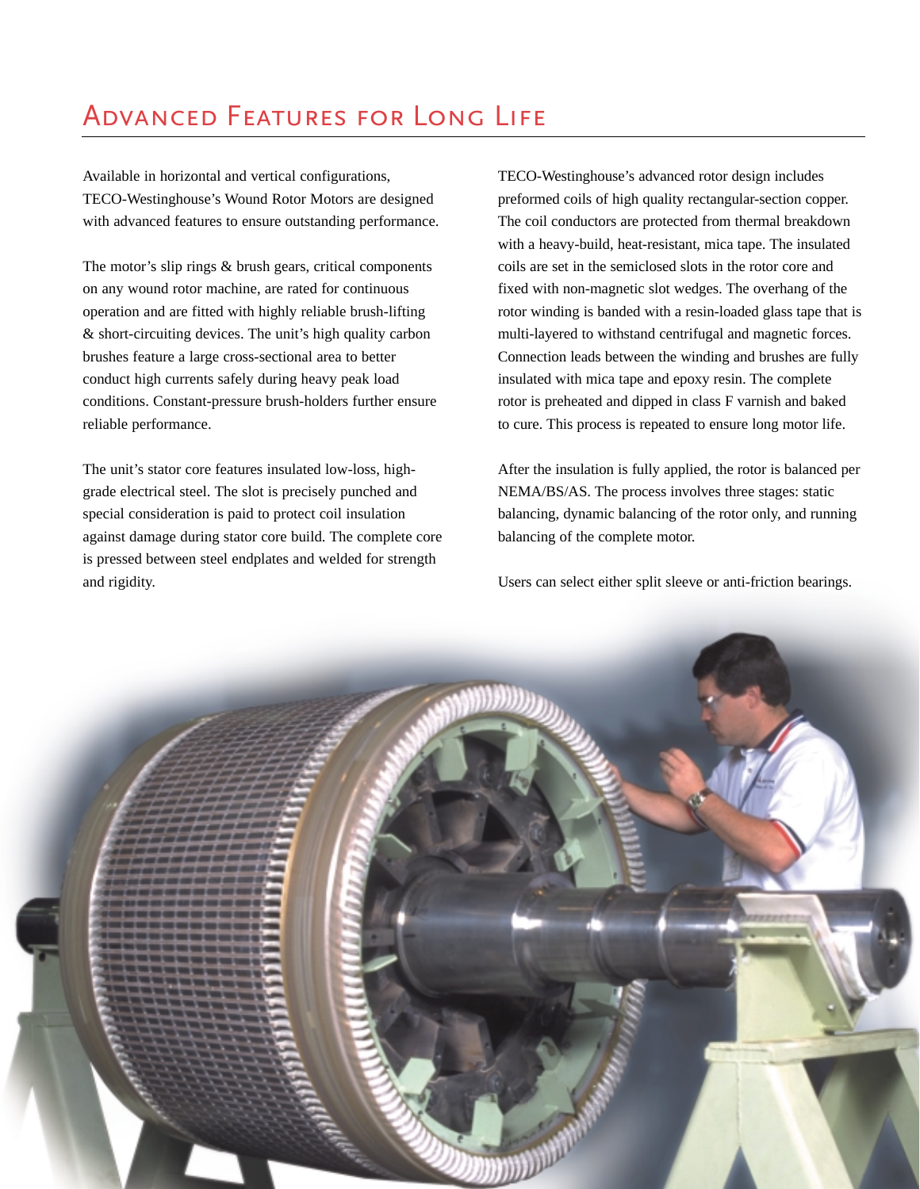# Advanced Features for Long Life

Available in horizontal and vertical configurations, TECO-Westinghouse's Wound Rotor Motors are designed with advanced features to ensure outstanding performance.

The motor's slip rings & brush gears, critical components on any wound rotor machine, are rated for continuous operation and are fitted with highly reliable brush-lifting & short-circuiting devices. The unit's high quality carbon brushes feature a large cross-sectional area to better conduct high currents safely during heavy peak load conditions. Constant-pressure brush-holders further ensure reliable performance.

The unit's stator core features insulated low-loss, high-grade electrical steel. The slot is precisely punched and special consideration is paid to protect coil insulation against damage during stator core build. The complete core is pressed between steel endplates and welded for strength and rigidity.

TECO-Westinghouse's advanced rotor design includes preformed coils of high quality rectangular-section copper. The coil conductors are protected from thermal breakdown with a heavy-build, heat-resistant, mica tape. The insulated coils are set in the semiclosed slots in the rotor core and fixed with non-magnetic slot wedges. The overhang of the rotor winding is banded with a resin-loaded glass tape that is multi-layered to withstand centrifugal and magnetic forces. Connection leads between the winding and brushes are fully insulated with mica tape and epoxy resin. The complete rotor is preheated and dipped in class F varnish and baked to cure. This process is repeated to ensure long motor life.

After the insulation is fully applied, the rotor is balanced per NEMA/BS/AS. The process involves three stages: static balancing, dynamic balancing of the rotor only, and running balancing of the complete motor.

Users can select either split sleeve or anti-friction bearings.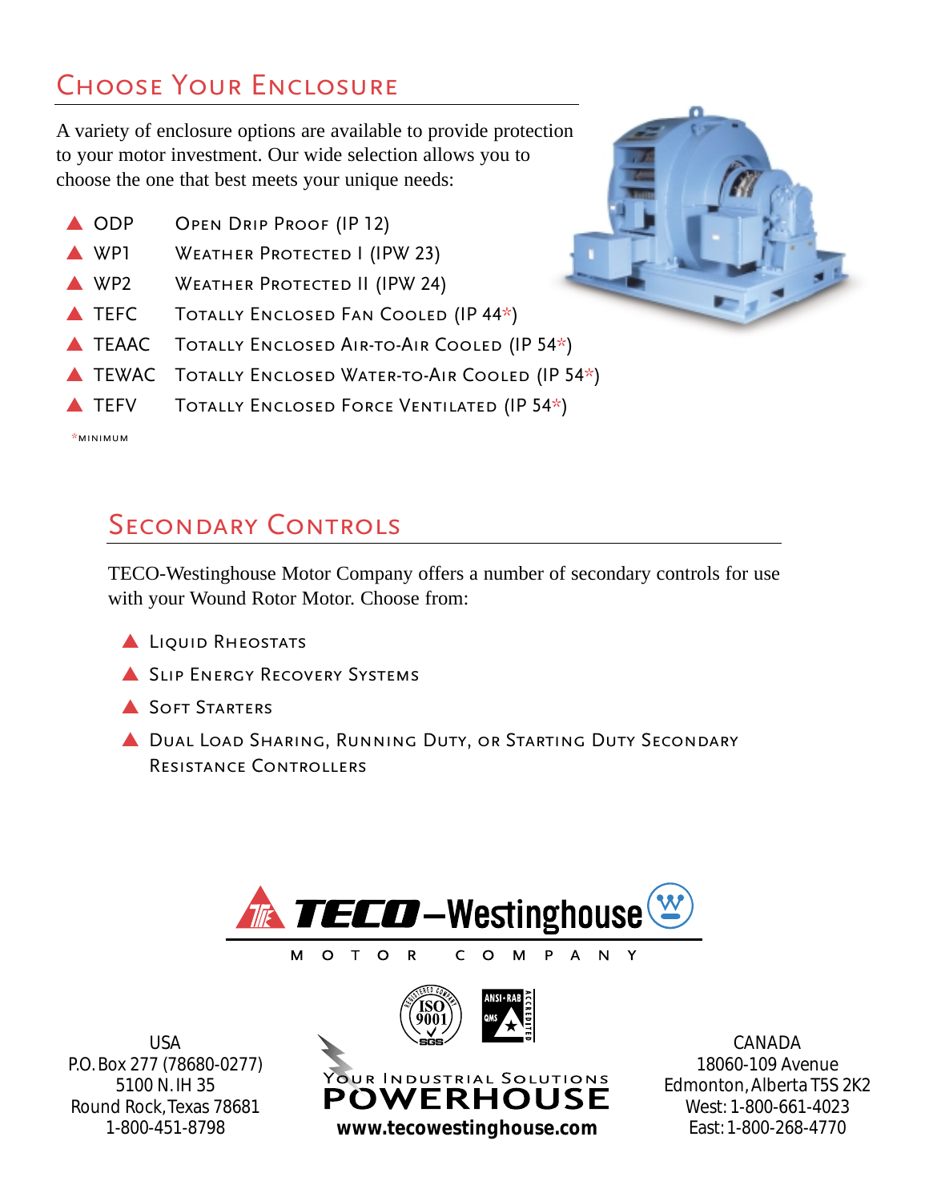## Choose Your Enclosure

A variety of enclosure options are available to provide protection to your motor investment. Our wide selection allows you to choose the one that best meets your unique needs:

- ODP — Open Drip Proof (IP 12)
- WP1 — Weather Protected I (IPW 23)
- WP2 — Weather Protected II (IPW 24)
- TEFC — Totally Enclosed Fan Cooled (IP 44*)
- TEAAC — Totally Enclosed Air-to-Air Cooled (IP 54*)
- TEWAC — Totally Enclosed Water-to-Air Cooled (IP 54*)
- TEFV — Totally Enclosed Force Ventilated (IP 54*)

*minimum

## Secondary Controls

TECO-Westinghouse Motor Company offers a number of secondary controls for use with your Wound Rotor Motor. Choose from:

- Liquid Rheostats
- Slip Energy Recovery Systems
- Soft Starters
- Dual Load Sharing, Running Duty, or Starting Duty Secondary Resistance Controllers

**TECO–Westinghouse**
MOTOR COMPANY

ISO 9001 — SGS Registered Company
ANSI-RAB QMS Accredited

Your Industrial Solutions
**POWERHOUSE**
**www.tecowestinghouse.com**

USA
P.O. Box 277 (78680-0277)
5100 N. IH 35
Round Rock, Texas 78681
1-800-451-8798

CANADA
18060-109 Avenue
Edmonton, Alberta T5S 2K2
West: 1-800-661-4023
East: 1-800-268-4770